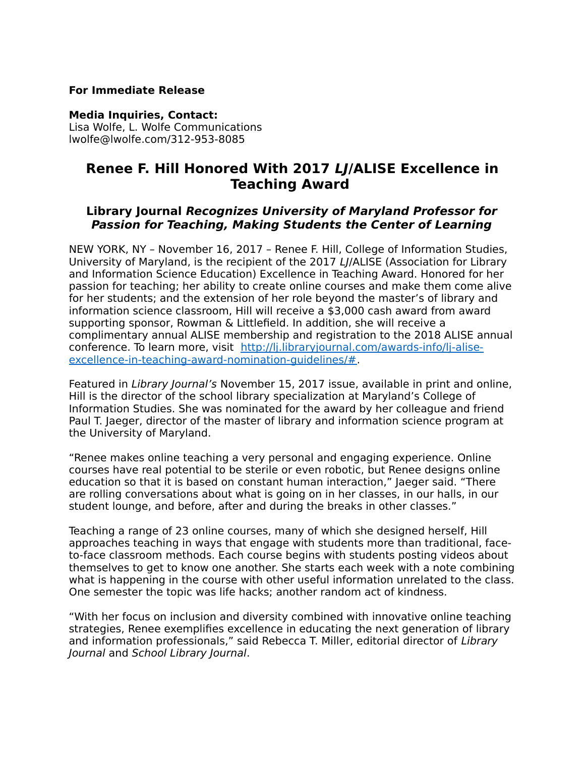**For Immediate Release**

**Media Inquiries, Contact:**
Lisa Wolfe, L. Wolfe Communications
lwolfe@lwolfe.com/312-953-8085

# Renee F. Hill Honored With 2017 *LJ*/ALISE Excellence in Teaching Award

## Library Journal *Recognizes University of Maryland Professor for Passion for Teaching, Making Students the Center of Learning*

NEW YORK, NY – November 16, 2017 – Renee F. Hill, College of Information Studies, University of Maryland, is the recipient of the 2017 *LJ*/ALISE (Association for Library and Information Science Education) Excellence in Teaching Award. Honored for her passion for teaching; her ability to create online courses and make them come alive for her students; and the extension of her role beyond the master's of library and information science classroom, Hill will receive a $3,000 cash award from award supporting sponsor, Rowman & Littlefield. In addition, she will receive a complimentary annual ALISE membership and registration to the 2018 ALISE annual conference. To learn more, visit [http://lj.libraryjournal.com/awards-info/lj-alise-excellence-in-teaching-award-nomination-guidelines/#](http://lj.libraryjournal.com/awards-info/lj-alise-excellence-in-teaching-award-nomination-guidelines/#).

Featured in *Library Journal's* November 15, 2017 issue, available in print and online, Hill is the director of the school library specialization at Maryland's College of Information Studies. She was nominated for the award by her colleague and friend Paul T. Jaeger, director of the master of library and information science program at the University of Maryland.

"Renee makes online teaching a very personal and engaging experience. Online courses have real potential to be sterile or even robotic, but Renee designs online education so that it is based on constant human interaction," Jaeger said. "There are rolling conversations about what is going on in her classes, in our halls, in our student lounge, and before, after and during the breaks in other classes."

Teaching a range of 23 online courses, many of which she designed herself, Hill approaches teaching in ways that engage with students more than traditional, face-to-face classroom methods. Each course begins with students posting videos about themselves to get to know one another. She starts each week with a note combining what is happening in the course with other useful information unrelated to the class. One semester the topic was life hacks; another random act of kindness.

"With her focus on inclusion and diversity combined with innovative online teaching strategies, Renee exemplifies excellence in educating the next generation of library and information professionals," said Rebecca T. Miller, editorial director of *Library Journal* and *School Library Journal*.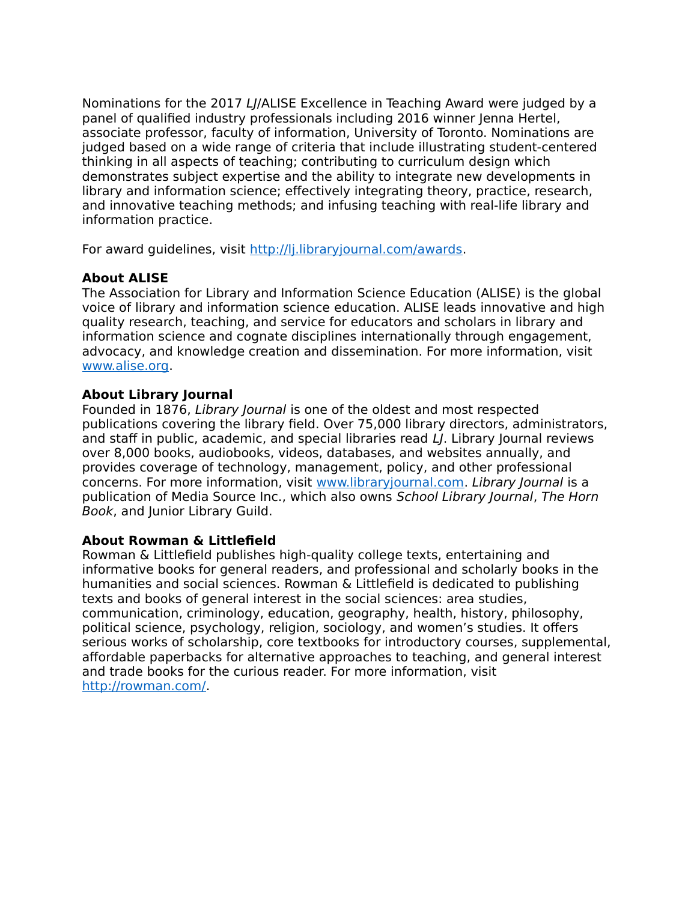Nominations for the 2017 *LJ*/ALISE Excellence in Teaching Award were judged by a panel of qualified industry professionals including 2016 winner Jenna Hertel, associate professor, faculty of information, University of Toronto. Nominations are judged based on a wide range of criteria that include illustrating student-centered thinking in all aspects of teaching; contributing to curriculum design which demonstrates subject expertise and the ability to integrate new developments in library and information science; effectively integrating theory, practice, research, and innovative teaching methods; and infusing teaching with real-life library and information practice.

For award guidelines, visit [http://lj.libraryjournal.com/awards](http://lj.libraryjournal.com/awards).

**About ALISE**
The Association for Library and Information Science Education (ALISE) is the global voice of library and information science education. ALISE leads innovative and high quality research, teaching, and service for educators and scholars in library and information science and cognate disciplines internationally through engagement, advocacy, and knowledge creation and dissemination. For more information, visit [www.alise.org](http://www.alise.org).

**About Library Journal**
Founded in 1876, *Library Journal* is one of the oldest and most respected publications covering the library field. Over 75,000 library directors, administrators, and staff in public, academic, and special libraries read *LJ*. Library Journal reviews over 8,000 books, audiobooks, videos, databases, and websites annually, and provides coverage of technology, management, policy, and other professional concerns. For more information, visit [www.libraryjournal.com](http://www.libraryjournal.com). *Library Journal* is a publication of Media Source Inc., which also owns *School Library Journal*, *The Horn Book*, and Junior Library Guild.

**About Rowman & Littlefield**
Rowman & Littlefield publishes high-quality college texts, entertaining and informative books for general readers, and professional and scholarly books in the humanities and social sciences. Rowman & Littlefield is dedicated to publishing texts and books of general interest in the social sciences: area studies, communication, criminology, education, geography, health, history, philosophy, political science, psychology, religion, sociology, and women's studies. It offers serious works of scholarship, core textbooks for introductory courses, supplemental, affordable paperbacks for alternative approaches to teaching, and general interest and trade books for the curious reader. For more information, visit [http://rowman.com/](http://rowman.com/).